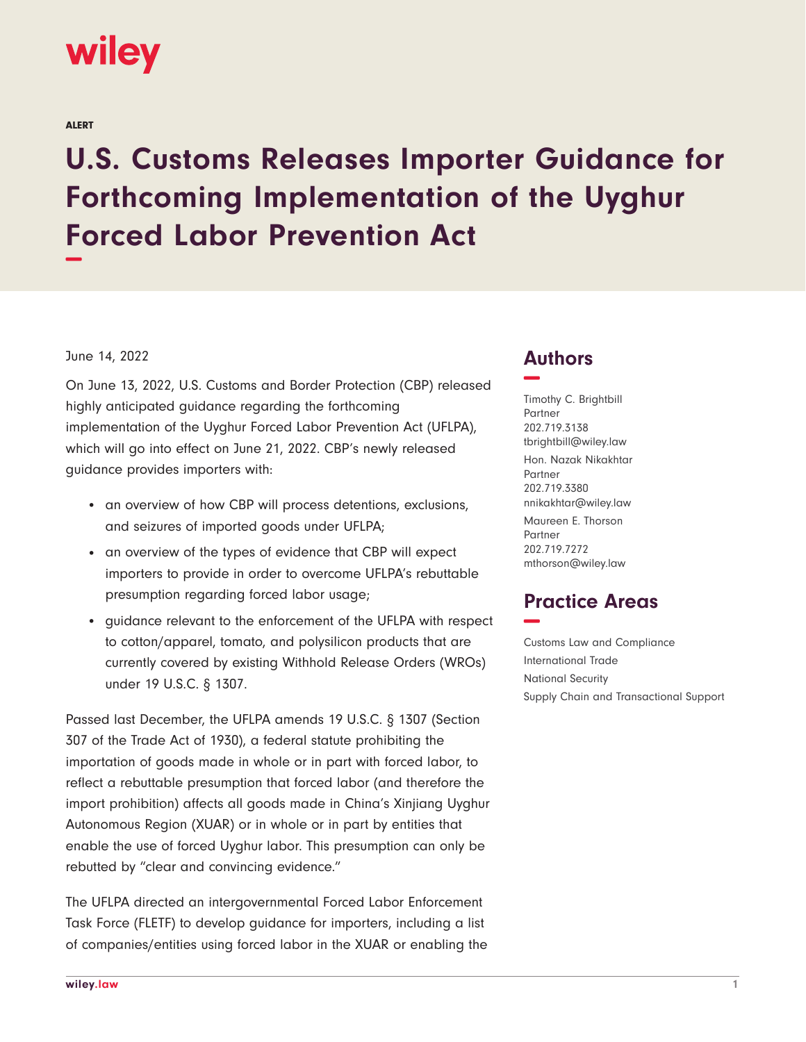wiley

ALERT

# U.S. Customs Releases Importer Guidance for Forthcoming Implementation of the Uyghur Forced Labor Prevention Act

June 14, 2022

On June 13, 2022, U.S. Customs and Border Protection (CBP) released highly anticipated guidance regarding the forthcoming implementation of the Uyghur Forced Labor Prevention Act (UFLPA), which will go into effect on June 21, 2022. CBP's newly released guidance provides importers with:

- an overview of how CBP will process detentions, exclusions, and seizures of imported goods under UFLPA;
- an overview of the types of evidence that CBP will expect importers to provide in order to overcome UFLPA's rebuttable presumption regarding forced labor usage;
- guidance relevant to the enforcement of the UFLPA with respect to cotton/apparel, tomato, and polysilicon products that are currently covered by existing Withhold Release Orders (WROs) under 19 U.S.C. § 1307.

Passed last December, the UFLPA amends 19 U.S.C. § 1307 (Section 307 of the Trade Act of 1930), a federal statute prohibiting the importation of goods made in whole or in part with forced labor, to reflect a rebuttable presumption that forced labor (and therefore the import prohibition) affects all goods made in China's Xinjiang Uyghur Autonomous Region (XUAR) or in whole or in part by entities that enable the use of forced Uyghur labor. This presumption can only be rebutted by "clear and convincing evidence."

The UFLPA directed an intergovernmental Forced Labor Enforcement Task Force (FLETF) to develop guidance for importers, including a list of companies/entities using forced labor in the XUAR or enabling the

## Authors

Timothy C. Brightbill
Partner
202.719.3138
tbrightbill@wiley.law

Hon. Nazak Nikakhtar
Partner
202.719.3380
nnikakhtar@wiley.law

Maureen E. Thorson
Partner
202.719.7272
mthorson@wiley.law

## Practice Areas

Customs Law and Compliance
International Trade
National Security
Supply Chain and Transactional Support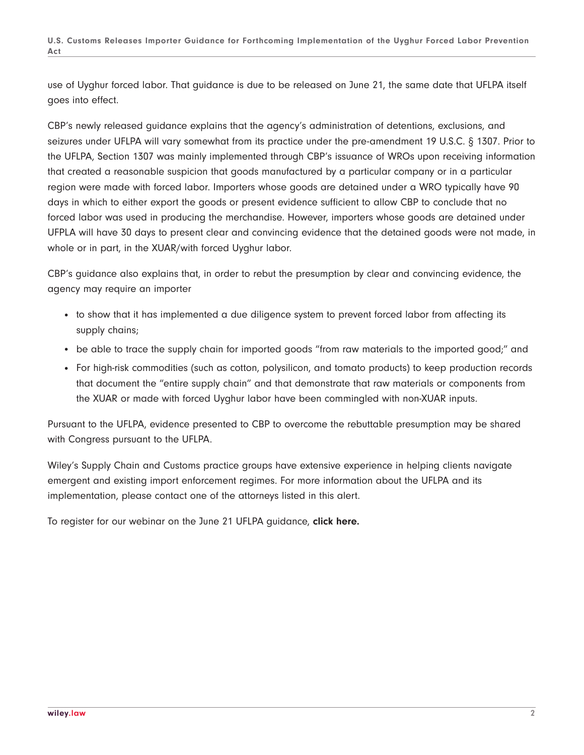use of Uyghur forced labor. That guidance is due to be released on June 21, the same date that UFLPA itself goes into effect.

CBP's newly released guidance explains that the agency's administration of detentions, exclusions, and seizures under UFLPA will vary somewhat from its practice under the pre-amendment 19 U.S.C. § 1307. Prior to the UFLPA, Section 1307 was mainly implemented through CBP's issuance of WROs upon receiving information that created a reasonable suspicion that goods manufactured by a particular company or in a particular region were made with forced labor. Importers whose goods are detained under a WRO typically have 90 days in which to either export the goods or present evidence sufficient to allow CBP to conclude that no forced labor was used in producing the merchandise. However, importers whose goods are detained under UFPLA will have 30 days to present clear and convincing evidence that the detained goods were not made, in whole or in part, in the XUAR/with forced Uyghur labor.

CBP's guidance also explains that, in order to rebut the presumption by clear and convincing evidence, the agency may require an importer

- to show that it has implemented a due diligence system to prevent forced labor from affecting its supply chains;
- be able to trace the supply chain for imported goods "from raw materials to the imported good;" and
- For high-risk commodities (such as cotton, polysilicon, and tomato products) to keep production records that document the "entire supply chain" and that demonstrate that raw materials or components from the XUAR or made with forced Uyghur labor have been commingled with non-XUAR inputs.

Pursuant to the UFLPA, evidence presented to CBP to overcome the rebuttable presumption may be shared with Congress pursuant to the UFLPA.

Wiley's Supply Chain and Customs practice groups have extensive experience in helping clients navigate emergent and existing import enforcement regimes. For more information about the UFLPA and its implementation, please contact one of the attorneys listed in this alert.

To register for our webinar on the June 21 UFLPA guidance, **click here.**